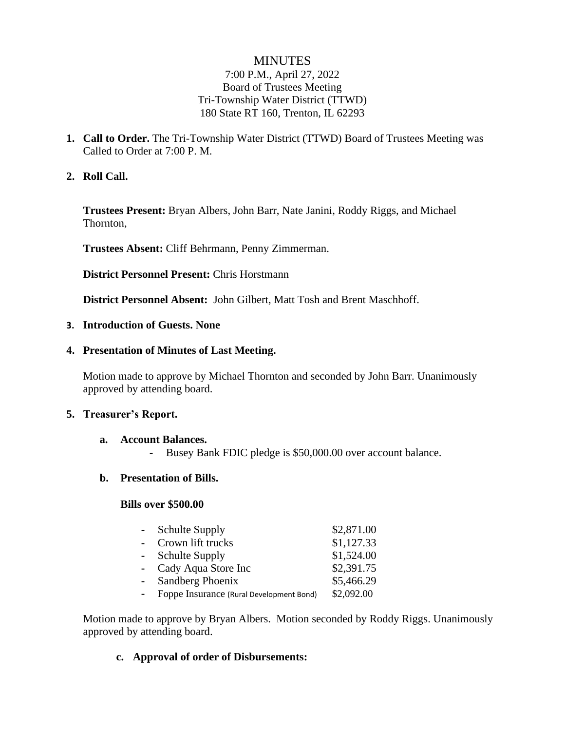# MINUTES

7:00 P.M., April 27, 2022
Board of Trustees Meeting
Tri-Township Water District (TTWD)
180 State RT 160, Trenton, IL 62293

1. **Call to Order.** The Tri-Township Water District (TTWD) Board of Trustees Meeting was Called to Order at 7:00 P. M.

2. **Roll Call.**

   **Trustees Present:** Bryan Albers, John Barr, Nate Janini, Roddy Riggs, and Michael Thornton,

   **Trustees Absent:** Cliff Behrmann, Penny Zimmerman.

   **District Personnel Present:** Chris Horstmann

   **District Personnel Absent:** John Gilbert, Matt Tosh and Brent Maschhoff.

3. **Introduction of Guests. None**

4. **Presentation of Minutes of Last Meeting.**

   Motion made to approve by Michael Thornton and seconded by John Barr. Unanimously approved by attending board.

5. **Treasurer's Report.**

   a. **Account Balances.**
      - Busey Bank FDIC pledge is $50,000.00 over account balance.

   b. **Presentation of Bills.**

      **Bills over $500.00**

      - Schulte Supply $2,871.00
      - Crown lift trucks $1,127.33
      - Schulte Supply $1,524.00
      - Cady Aqua Store Inc $2,391.75
      - Sandberg Phoenix $5,466.29
      - Foppe Insurance (Rural Development Bond) $2,092.00

   Motion made to approve by Bryan Albers. Motion seconded by Roddy Riggs. Unanimously approved by attending board.

   c. **Approval of order of Disbursements:**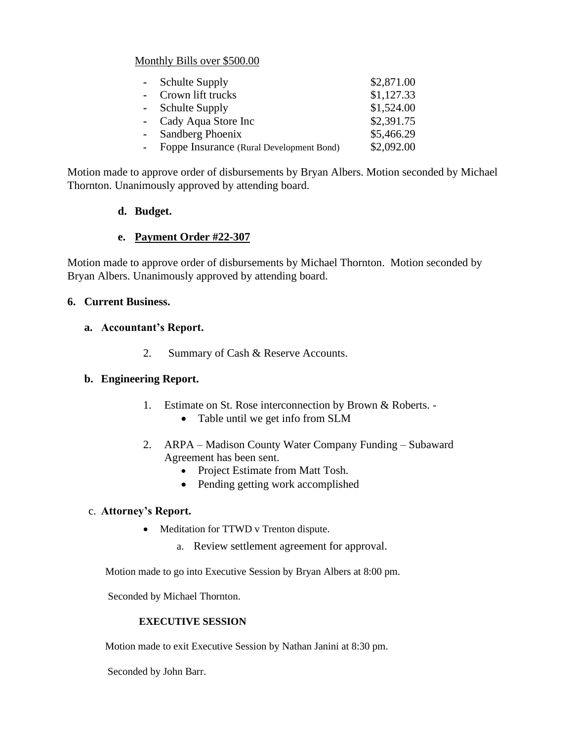Monthly Bills over $500.00

| | |
|---|---|
| - Schulte Supply | $2,871.00 |
| - Crown lift trucks | $1,127.33 |
| - Schulte Supply | $1,524.00 |
| - Cady Aqua Store Inc | $2,391.75 |
| - Sandberg Phoenix | $5,466.29 |
| - Foppe Insurance (Rural Development Bond) | $2,092.00 |

Motion made to approve order of disbursements by Bryan Albers. Motion seconded by Michael Thornton. Unanimously approved by attending board.

**d. Budget.**

**e. Payment Order #22-307**

Motion made to approve order of disbursements by Michael Thornton. Motion seconded by Bryan Albers. Unanimously approved by attending board.

**6. Current Business.**

**a. Accountant's Report.**

2. Summary of Cash & Reserve Accounts.

**b. Engineering Report.**

1. Estimate on St. Rose interconnection by Brown & Roberts. -
   - Table until we get info from SLM

2. ARPA – Madison County Water Company Funding – Subaward Agreement has been sent.
   - Project Estimate from Matt Tosh.
   - Pending getting work accomplished

c. **Attorney's Report.**

- Meditation for TTWD v Trenton dispute.
  a. Review settlement agreement for approval.

Motion made to go into Executive Session by Bryan Albers at 8:00 pm.

Seconded by Michael Thornton.

**EXECUTIVE SESSION**

Motion made to exit Executive Session by Nathan Janini at 8:30 pm.

Seconded by John Barr.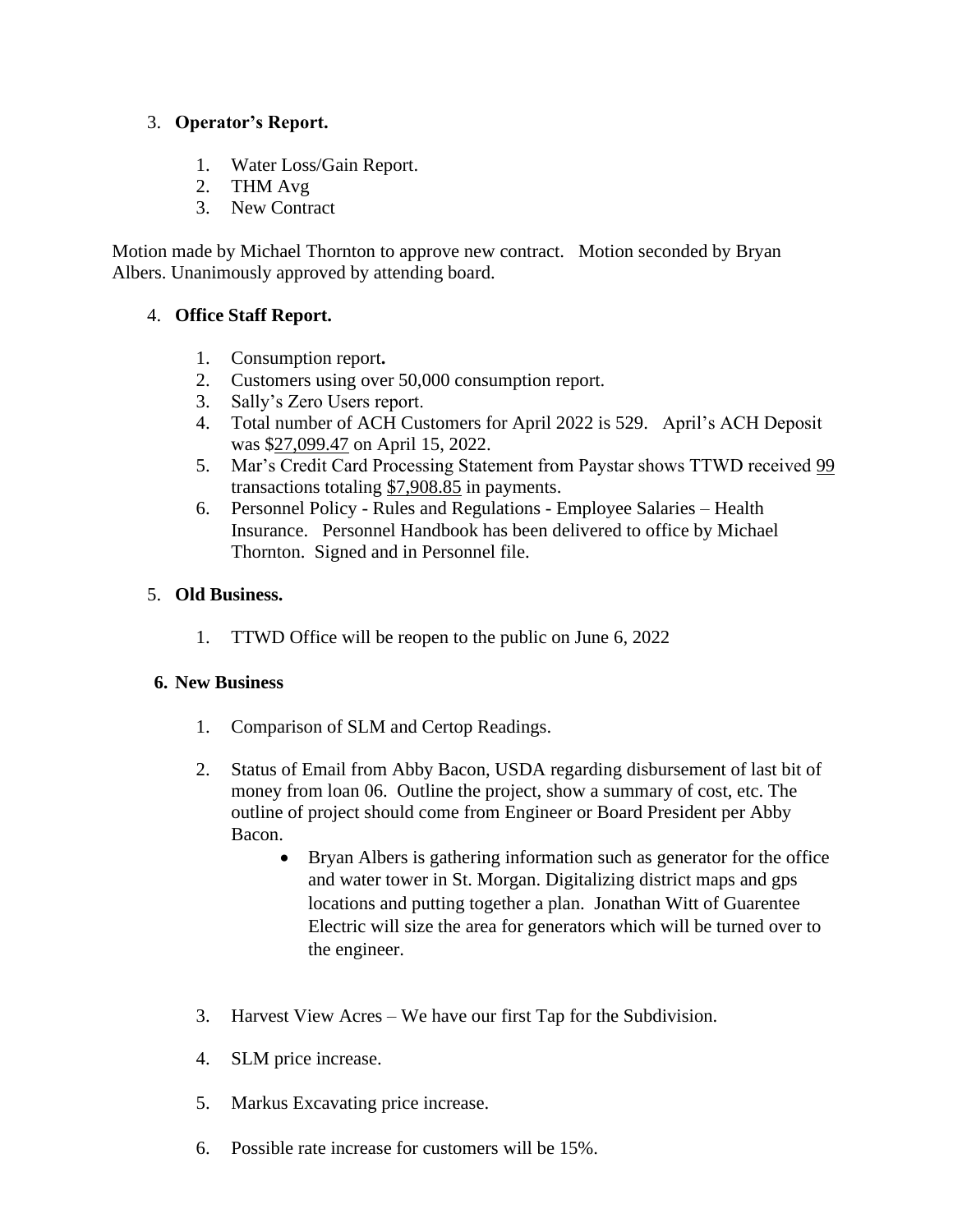3. **Operator's Report.**

    1. Water Loss/Gain Report.
    2. THM Avg
    3. New Contract

Motion made by Michael Thornton to approve new contract. Motion seconded by Bryan Albers. Unanimously approved by attending board.

4. **Office Staff Report.**

    1. Consumption report**.**
    2. Customers using over 50,000 consumption report.
    3. Sally's Zero Users report.
    4. Total number of ACH Customers for April 2022 is 529. April's ACH Deposit was $27,099.47 on April 15, 2022.
    5. Mar's Credit Card Processing Statement from Paystar shows TTWD received 99 transactions totaling $7,908.85 in payments.
    6. Personnel Policy - Rules and Regulations - Employee Salaries – Health Insurance. Personnel Handbook has been delivered to office by Michael Thornton. Signed and in Personnel file.

5. **Old Business.**

    1. TTWD Office will be reopen to the public on June 6, 2022

6. **New Business**

    1. Comparison of SLM and Certop Readings.

    2. Status of Email from Abby Bacon, USDA regarding disbursement of last bit of money from loan 06. Outline the project, show a summary of cost, etc. The outline of project should come from Engineer or Board President per Abby Bacon.

        - Bryan Albers is gathering information such as generator for the office and water tower in St. Morgan. Digitalizing district maps and gps locations and putting together a plan. Jonathan Witt of Guarentee Electric will size the area for generators which will be turned over to the engineer.

    3. Harvest View Acres – We have our first Tap for the Subdivision.

    4. SLM price increase.

    5. Markus Excavating price increase.

    6. Possible rate increase for customers will be 15%.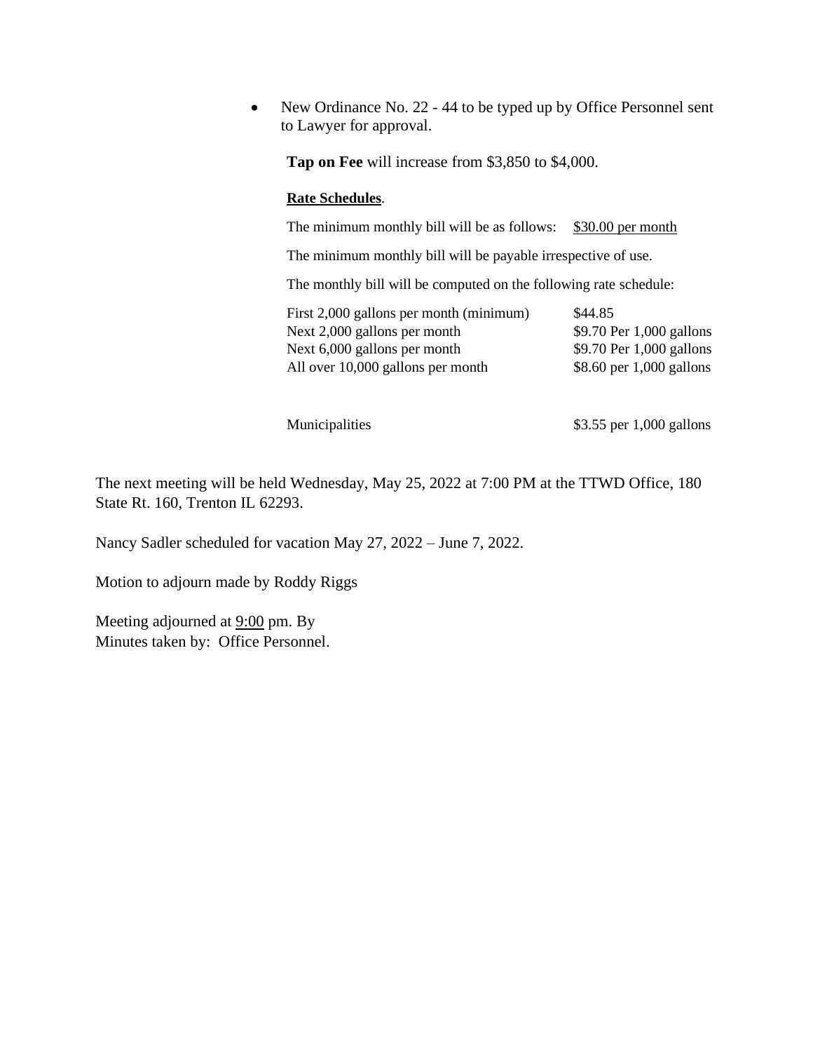- New Ordinance No. 22 - 44 to be typed up by Office Personnel sent to Lawyer for approval.

  **Tap on Fee** will increase from $3,850 to $4,000.

  **Rate Schedules**.

  The minimum monthly bill will be as follows: $30.00 per month

  The minimum monthly bill will be payable irrespective of use.

  The monthly bill will be computed on the following rate schedule:

  | | |
  |---|---|
  | First 2,000 gallons per month (minimum) | $44.85 |
  | Next 2,000 gallons per month | $9.70 Per 1,000 gallons |
  | Next 6,000 gallons per month | $9.70 Per 1,000 gallons |
  | All over 10,000 gallons per month | $8.60 per 1,000 gallons |
  | | |
  | Municipalities | $3.55 per 1,000 gallons |

The next meeting will be held Wednesday, May 25, 2022 at 7:00 PM at the TTWD Office, 180 State Rt. 160, Trenton IL 62293.

Nancy Sadler scheduled for vacation May 27, 2022 – June 7, 2022.

Motion to adjourn made by Roddy Riggs

Meeting adjourned at 9:00 pm. By
Minutes taken by: Office Personnel.